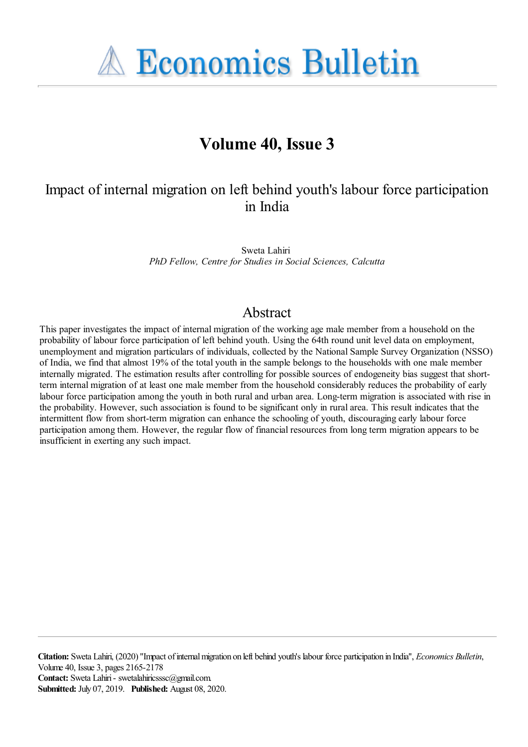# Economics Bulletin

## Volume 40, Issue 3

# Impact of internal migration on left behind youth's labour force participation in India

Sweta Lahiri
*PhD Fellow, Centre for Studies in Social Sciences, Calcutta*

## Abstract

This paper investigates the impact of internal migration of the working age male member from a household on the probability of labour force participation of left behind youth. Using the 64th round unit level data on employment, unemployment and migration particulars of individuals, collected by the National Sample Survey Organization (NSSO) of India, we find that almost 19% of the total youth in the sample belongs to the households with one male member internally migrated. The estimation results after controlling for possible sources of endogeneity bias suggest that short-term internal migration of at least one male member from the household considerably reduces the probability of early labour force participation among the youth in both rural and urban area. Long-term migration is associated with rise in the probability. However, such association is found to be significant only in rural area. This result indicates that the intermittent flow from short-term migration can enhance the schooling of youth, discouraging early labour force participation among them. However, the regular flow of financial resources from long term migration appears to be insufficient in exerting any such impact.

**Citation:** Sweta Lahiri, (2020) ''Impact of internal migration on left behind youth's labour force participation in India'', *Economics Bulletin*, Volume 40, Issue 3, pages 2165-2178
**Contact:** Sweta Lahiri - swetalahiricsssc@gmail.com.
**Submitted:** July 07, 2019. **Published:** August 08, 2020.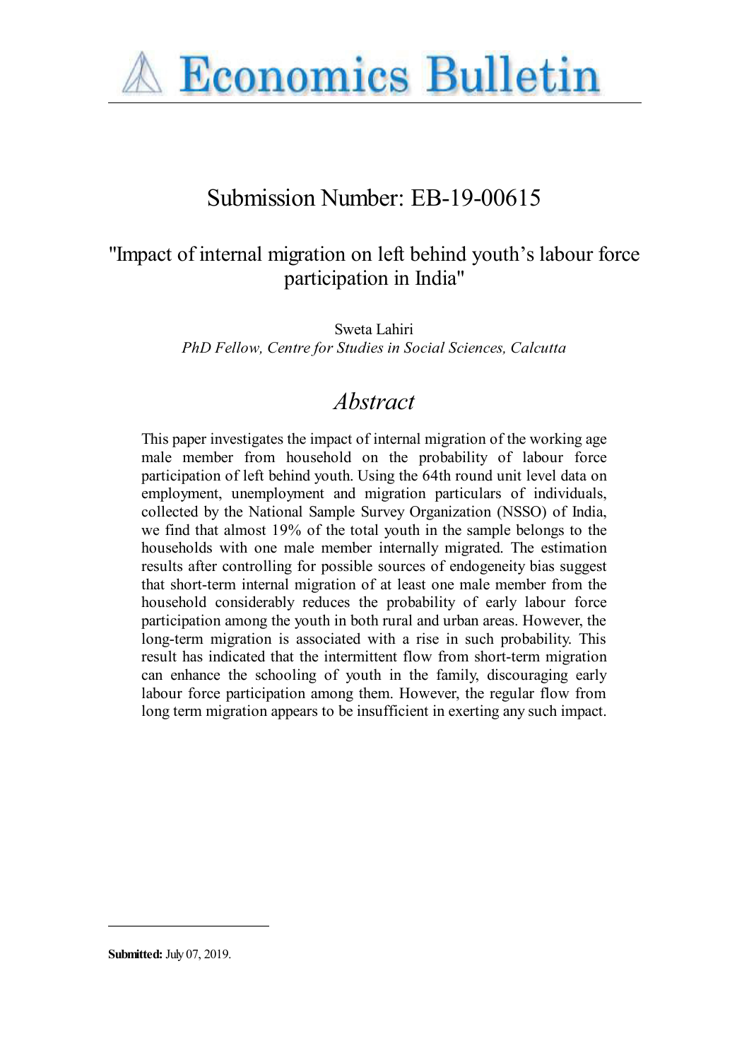# Submission Number: EB-19-00615

## "Impact of internal migration on left behind youth's labour force participation in India"

Sweta Lahiri
*PhD Fellow, Centre for Studies in Social Sciences, Calcutta*

## *Abstract*

This paper investigates the impact of internal migration of the working age male member from household on the probability of labour force participation of left behind youth. Using the 64th round unit level data on employment, unemployment and migration particulars of individuals, collected by the National Sample Survey Organization (NSSO) of India, we find that almost 19% of the total youth in the sample belongs to the households with one male member internally migrated. The estimation results after controlling for possible sources of endogeneity bias suggest that short-term internal migration of at least one male member from the household considerably reduces the probability of early labour force participation among the youth in both rural and urban areas. However, the long-term migration is associated with a rise in such probability. This result has indicated that the intermittent flow from short-term migration can enhance the schooling of youth in the family, discouraging early labour force participation among them. However, the regular flow from long term migration appears to be insufficient in exerting any such impact.

**Submitted:** July 07, 2019.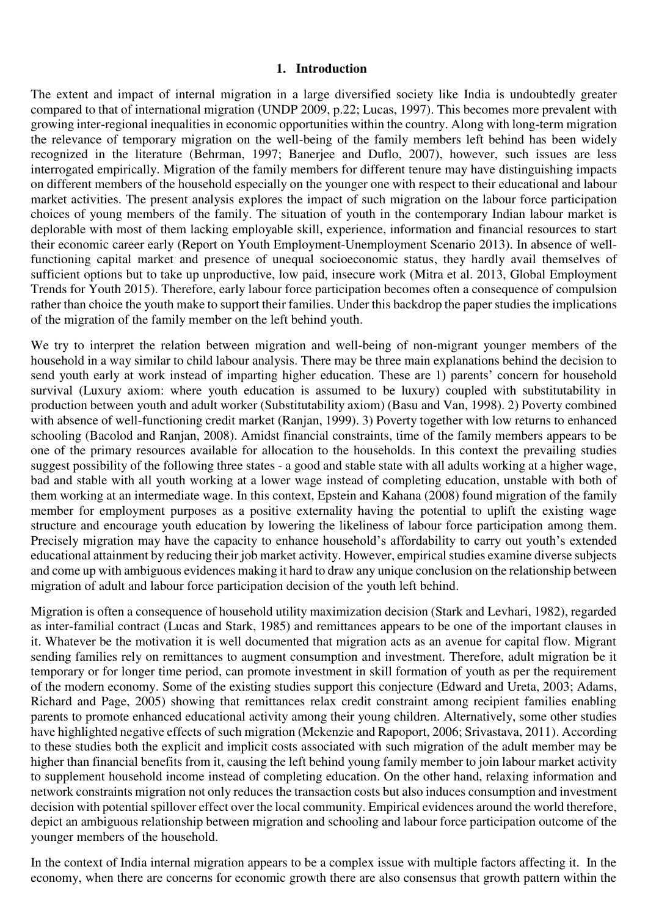## 1. Introduction

The extent and impact of internal migration in a large diversified society like India is undoubtedly greater compared to that of international migration (UNDP 2009, p.22; Lucas, 1997). This becomes more prevalent with growing inter-regional inequalities in economic opportunities within the country. Along with long-term migration the relevance of temporary migration on the well-being of the family members left behind has been widely recognized in the literature (Behrman, 1997; Banerjee and Duflo, 2007), however, such issues are less interrogated empirically. Migration of the family members for different tenure may have distinguishing impacts on different members of the household especially on the younger one with respect to their educational and labour market activities. The present analysis explores the impact of such migration on the labour force participation choices of young members of the family. The situation of youth in the contemporary Indian labour market is deplorable with most of them lacking employable skill, experience, information and financial resources to start their economic career early (Report on Youth Employment-Unemployment Scenario 2013). In absence of well-functioning capital market and presence of unequal socioeconomic status, they hardly avail themselves of sufficient options but to take up unproductive, low paid, insecure work (Mitra et al. 2013, Global Employment Trends for Youth 2015). Therefore, early labour force participation becomes often a consequence of compulsion rather than choice the youth make to support their families. Under this backdrop the paper studies the implications of the migration of the family member on the left behind youth.

We try to interpret the relation between migration and well-being of non-migrant younger members of the household in a way similar to child labour analysis. There may be three main explanations behind the decision to send youth early at work instead of imparting higher education. These are 1) parents' concern for household survival (Luxury axiom: where youth education is assumed to be luxury) coupled with substitutability in production between youth and adult worker (Substitutability axiom) (Basu and Van, 1998). 2) Poverty combined with absence of well-functioning credit market (Ranjan, 1999). 3) Poverty together with low returns to enhanced schooling (Bacolod and Ranjan, 2008). Amidst financial constraints, time of the family members appears to be one of the primary resources available for allocation to the households. In this context the prevailing studies suggest possibility of the following three states - a good and stable state with all adults working at a higher wage, bad and stable with all youth working at a lower wage instead of completing education, unstable with both of them working at an intermediate wage. In this context, Epstein and Kahana (2008) found migration of the family member for employment purposes as a positive externality having the potential to uplift the existing wage structure and encourage youth education by lowering the likeliness of labour force participation among them. Precisely migration may have the capacity to enhance household's affordability to carry out youth's extended educational attainment by reducing their job market activity. However, empirical studies examine diverse subjects and come up with ambiguous evidences making it hard to draw any unique conclusion on the relationship between migration of adult and labour force participation decision of the youth left behind.

Migration is often a consequence of household utility maximization decision (Stark and Levhari, 1982), regarded as inter-familial contract (Lucas and Stark, 1985) and remittances appears to be one of the important clauses in it. Whatever be the motivation it is well documented that migration acts as an avenue for capital flow. Migrant sending families rely on remittances to augment consumption and investment. Therefore, adult migration be it temporary or for longer time period, can promote investment in skill formation of youth as per the requirement of the modern economy. Some of the existing studies support this conjecture (Edward and Ureta, 2003; Adams, Richard and Page, 2005) showing that remittances relax credit constraint among recipient families enabling parents to promote enhanced educational activity among their young children. Alternatively, some other studies have highlighted negative effects of such migration (Mckenzie and Rapoport, 2006; Srivastava, 2011). According to these studies both the explicit and implicit costs associated with such migration of the adult member may be higher than financial benefits from it, causing the left behind young family member to join labour market activity to supplement household income instead of completing education. On the other hand, relaxing information and network constraints migration not only reduces the transaction costs but also induces consumption and investment decision with potential spillover effect over the local community. Empirical evidences around the world therefore, depict an ambiguous relationship between migration and schooling and labour force participation outcome of the younger members of the household.

In the context of India internal migration appears to be a complex issue with multiple factors affecting it. In the economy, when there are concerns for economic growth there are also consensus that growth pattern within the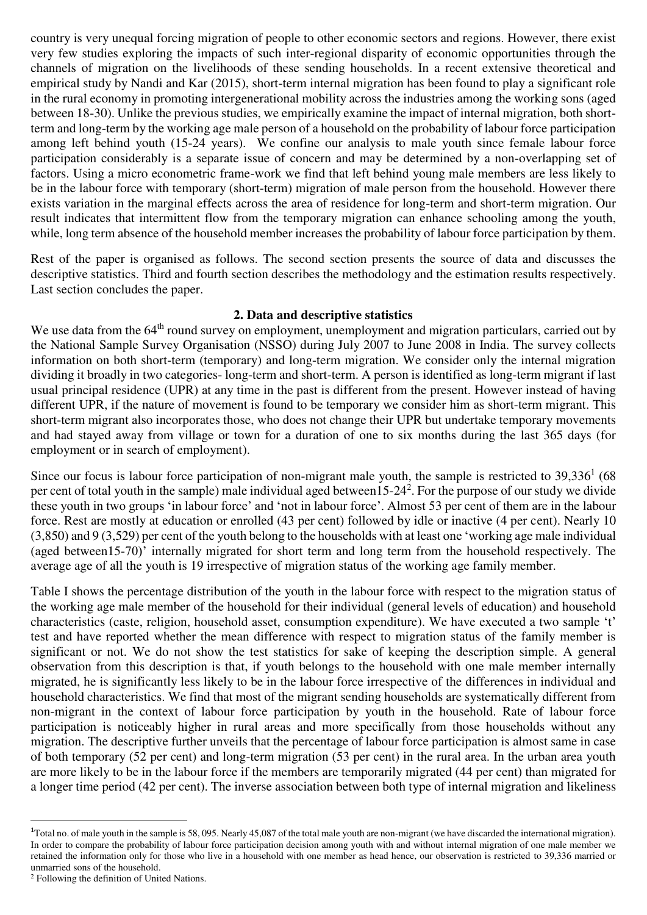country is very unequal forcing migration of people to other economic sectors and regions. However, there exist very few studies exploring the impacts of such inter-regional disparity of economic opportunities through the channels of migration on the livelihoods of these sending households. In a recent extensive theoretical and empirical study by Nandi and Kar (2015), short-term internal migration has been found to play a significant role in the rural economy in promoting intergenerational mobility across the industries among the working sons (aged between 18-30). Unlike the previous studies, we empirically examine the impact of internal migration, both short-term and long-term by the working age male person of a household on the probability of labour force participation among left behind youth (15-24 years). We confine our analysis to male youth since female labour force participation considerably is a separate issue of concern and may be determined by a non-overlapping set of factors. Using a micro econometric frame-work we find that left behind young male members are less likely to be in the labour force with temporary (short-term) migration of male person from the household. However there exists variation in the marginal effects across the area of residence for long-term and short-term migration. Our result indicates that intermittent flow from the temporary migration can enhance schooling among the youth, while, long term absence of the household member increases the probability of labour force participation by them.

Rest of the paper is organised as follows. The second section presents the source of data and discusses the descriptive statistics. Third and fourth section describes the methodology and the estimation results respectively. Last section concludes the paper.

## 2. Data and descriptive statistics

We use data from the 64th round survey on employment, unemployment and migration particulars, carried out by the National Sample Survey Organisation (NSSO) during July 2007 to June 2008 in India. The survey collects information on both short-term (temporary) and long-term migration. We consider only the internal migration dividing it broadly in two categories- long-term and short-term. A person is identified as long-term migrant if last usual principal residence (UPR) at any time in the past is different from the present. However instead of having different UPR, if the nature of movement is found to be temporary we consider him as short-term migrant. This short-term migrant also incorporates those, who does not change their UPR but undertake temporary movements and had stayed away from village or town for a duration of one to six months during the last 365 days (for employment or in search of employment).

Since our focus is labour force participation of non-migrant male youth, the sample is restricted to 39,336[1] (68 per cent of total youth in the sample) male individual aged between15-24[2]. For the purpose of our study we divide these youth in two groups 'in labour force' and 'not in labour force'. Almost 53 per cent of them are in the labour force. Rest are mostly at education or enrolled (43 per cent) followed by idle or inactive (4 per cent). Nearly 10 (3,850) and 9 (3,529) per cent of the youth belong to the households with at least one 'working age male individual (aged between15-70)' internally migrated for short term and long term from the household respectively. The average age of all the youth is 19 irrespective of migration status of the working age family member.

Table I shows the percentage distribution of the youth in the labour force with respect to the migration status of the working age male member of the household for their individual (general levels of education) and household characteristics (caste, religion, household asset, consumption expenditure). We have executed a two sample 't' test and have reported whether the mean difference with respect to migration status of the family member is significant or not. We do not show the test statistics for sake of keeping the description simple. A general observation from this description is that, if youth belongs to the household with one male member internally migrated, he is significantly less likely to be in the labour force irrespective of the differences in individual and household characteristics. We find that most of the migrant sending households are systematically different from non-migrant in the context of labour force participation by youth in the household. Rate of labour force participation is noticeably higher in rural areas and more specifically from those households without any migration. The descriptive further unveils that the percentage of labour force participation is almost same in case of both temporary (52 per cent) and long-term migration (53 per cent) in the rural area. In the urban area youth are more likely to be in the labour force if the members are temporarily migrated (44 per cent) than migrated for a longer time period (42 per cent). The inverse association between both type of internal migration and likeliness

---

[1] Total no. of male youth in the sample is 58, 095. Nearly 45,087 of the total male youth are non-migrant (we have discarded the international migration). In order to compare the probability of labour force participation decision among youth with and without internal migration of one male member we retained the information only for those who live in a household with one member as head hence, our observation is restricted to 39,336 married or unmarried sons of the household.

[2] Following the definition of United Nations.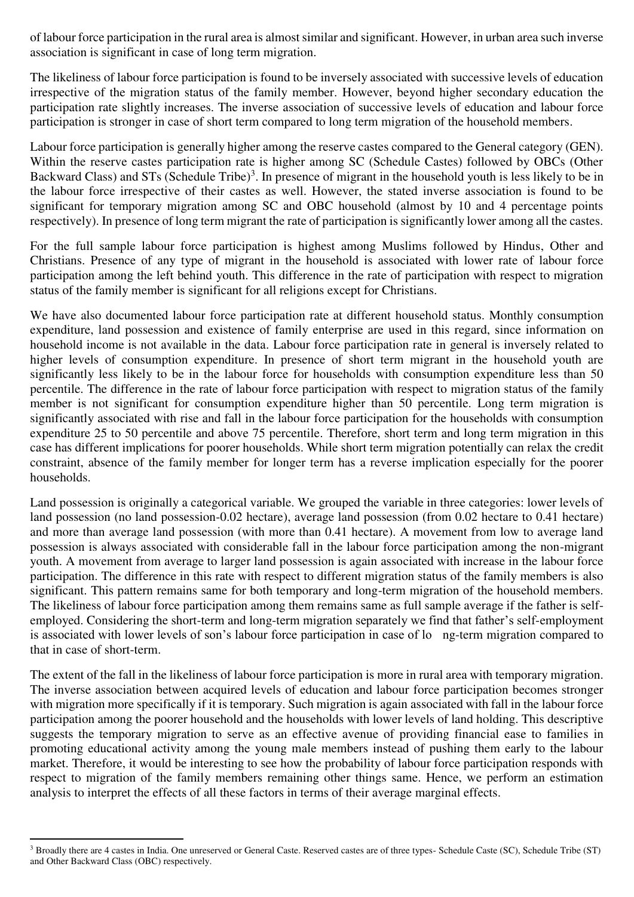of labour force participation in the rural area is almost similar and significant. However, in urban area such inverse association is significant in case of long term migration.

The likeliness of labour force participation is found to be inversely associated with successive levels of education irrespective of the migration status of the family member. However, beyond higher secondary education the participation rate slightly increases. The inverse association of successive levels of education and labour force participation is stronger in case of short term compared to long term migration of the household members.

Labour force participation is generally higher among the reserve castes compared to the General category (GEN). Within the reserve castes participation rate is higher among SC (Schedule Castes) followed by OBCs (Other Backward Class) and STs (Schedule Tribe)[3]. In presence of migrant in the household youth is less likely to be in the labour force irrespective of their castes as well. However, the stated inverse association is found to be significant for temporary migration among SC and OBC household (almost by 10 and 4 percentage points respectively). In presence of long term migrant the rate of participation is significantly lower among all the castes.

For the full sample labour force participation is highest among Muslims followed by Hindus, Other and Christians. Presence of any type of migrant in the household is associated with lower rate of labour force participation among the left behind youth. This difference in the rate of participation with respect to migration status of the family member is significant for all religions except for Christians.

We have also documented labour force participation rate at different household status. Monthly consumption expenditure, land possession and existence of family enterprise are used in this regard, since information on household income is not available in the data. Labour force participation rate in general is inversely related to higher levels of consumption expenditure. In presence of short term migrant in the household youth are significantly less likely to be in the labour force for households with consumption expenditure less than 50 percentile. The difference in the rate of labour force participation with respect to migration status of the family member is not significant for consumption expenditure higher than 50 percentile. Long term migration is significantly associated with rise and fall in the labour force participation for the households with consumption expenditure 25 to 50 percentile and above 75 percentile. Therefore, short term and long term migration in this case has different implications for poorer households. While short term migration potentially can relax the credit constraint, absence of the family member for longer term has a reverse implication especially for the poorer households.

Land possession is originally a categorical variable. We grouped the variable in three categories: lower levels of land possession (no land possession-0.02 hectare), average land possession (from 0.02 hectare to 0.41 hectare) and more than average land possession (with more than 0.41 hectare). A movement from low to average land possession is always associated with considerable fall in the labour force participation among the non-migrant youth. A movement from average to larger land possession is again associated with increase in the labour force participation. The difference in this rate with respect to different migration status of the family members is also significant. This pattern remains same for both temporary and long-term migration of the household members. The likeliness of labour force participation among them remains same as full sample average if the father is self-employed. Considering the short-term and long-term migration separately we find that father's self-employment is associated with lower levels of son's labour force participation in case of long-term migration compared to that in case of short-term.

The extent of the fall in the likeliness of labour force participation is more in rural area with temporary migration. The inverse association between acquired levels of education and labour force participation becomes stronger with migration more specifically if it is temporary. Such migration is again associated with fall in the labour force participation among the poorer household and the households with lower levels of land holding. This descriptive suggests the temporary migration to serve as an effective avenue of providing financial ease to families in promoting educational activity among the young male members instead of pushing them early to the labour market. Therefore, it would be interesting to see how the probability of labour force participation responds with respect to migration of the family members remaining other things same. Hence, we perform an estimation analysis to interpret the effects of all these factors in terms of their average marginal effects.

[3] Broadly there are 4 castes in India. One unreserved or General Caste. Reserved castes are of three types- Schedule Caste (SC), Schedule Tribe (ST) and Other Backward Class (OBC) respectively.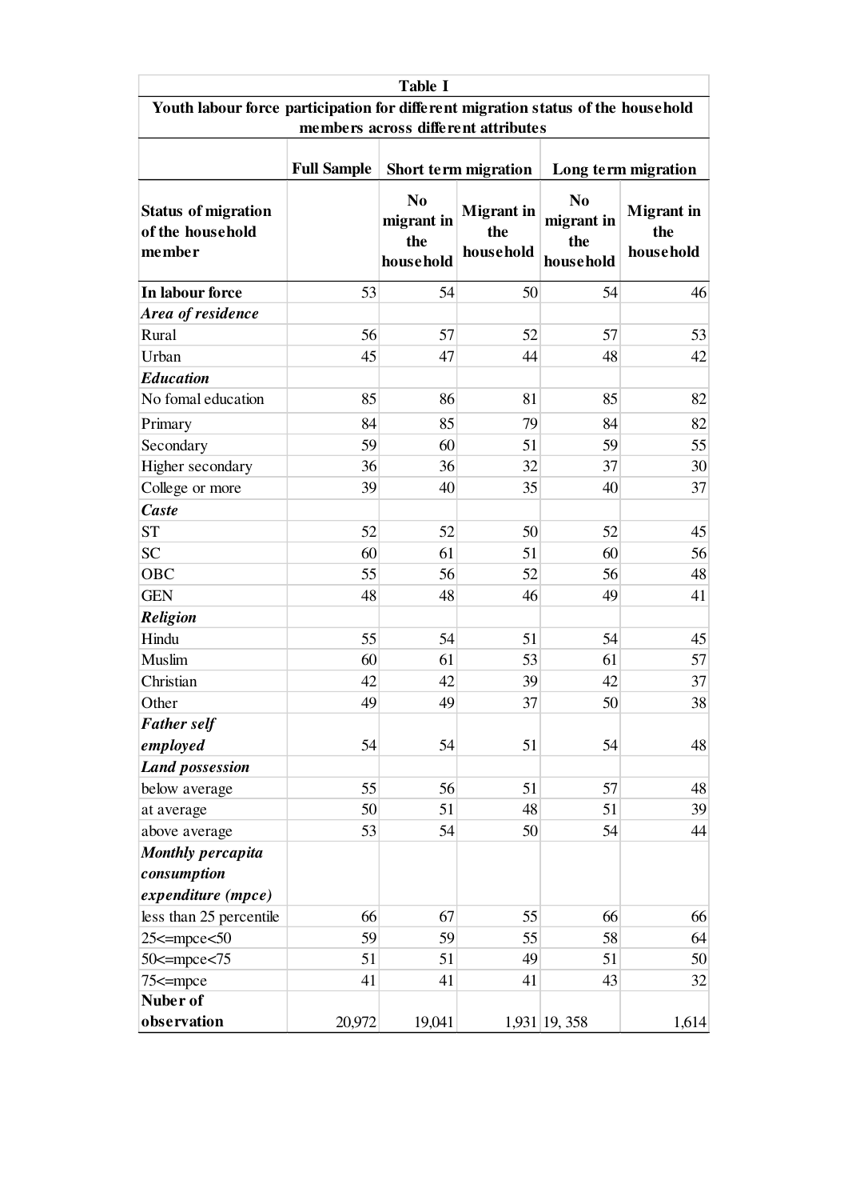**Table I**

**Youth labour force participation for different migration status of the household members across different attributes**

| | Full Sample | Short term migration | | Long term migration | |
|---|---|---|---|---|---|
| **Status of migration of the household member** | | **No migrant in the household** | **Migrant in the household** | **No migrant in the household** | **Migrant in the household** |
| **In labour force** | 53 | 54 | 50 | 54 | 46 |
| ***Area of residence*** | | | | | |
| Rural | 56 | 57 | 52 | 57 | 53 |
| Urban | 45 | 47 | 44 | 48 | 42 |
| ***Education*** | | | | | |
| No fomal education | 85 | 86 | 81 | 85 | 82 |
| Primary | 84 | 85 | 79 | 84 | 82 |
| Secondary | 59 | 60 | 51 | 59 | 55 |
| Higher secondary | 36 | 36 | 32 | 37 | 30 |
| College or more | 39 | 40 | 35 | 40 | 37 |
| ***Caste*** | | | | | |
| ST | 52 | 52 | 50 | 52 | 45 |
| SC | 60 | 61 | 51 | 60 | 56 |
| OBC | 55 | 56 | 52 | 56 | 48 |
| GEN | 48 | 48 | 46 | 49 | 41 |
| ***Religion*** | | | | | |
| Hindu | 55 | 54 | 51 | 54 | 45 |
| Muslim | 60 | 61 | 53 | 61 | 57 |
| Christian | 42 | 42 | 39 | 42 | 37 |
| Other | 49 | 49 | 37 | 50 | 38 |
| ***Father self employed*** | 54 | 54 | 51 | 54 | 48 |
| ***Land possession*** | | | | | |
| below average | 55 | 56 | 51 | 57 | 48 |
| at average | 50 | 51 | 48 | 51 | 39 |
| above average | 53 | 54 | 50 | 54 | 44 |
| ***Monthly percapita consumption expenditure (mpce)*** | | | | | |
| less than 25 percentile | 66 | 67 | 55 | 66 | 66 |
| 25<=mpce<50 | 59 | 59 | 55 | 58 | 64 |
| 50<=mpce<75 | 51 | 51 | 49 | 51 | 50 |
| 75<=mpce | 41 | 41 | 41 | 43 | 32 |
| **Nuber of observation** | 20,972 | 19,041 | 1,931 | 19, 358 | 1,614 |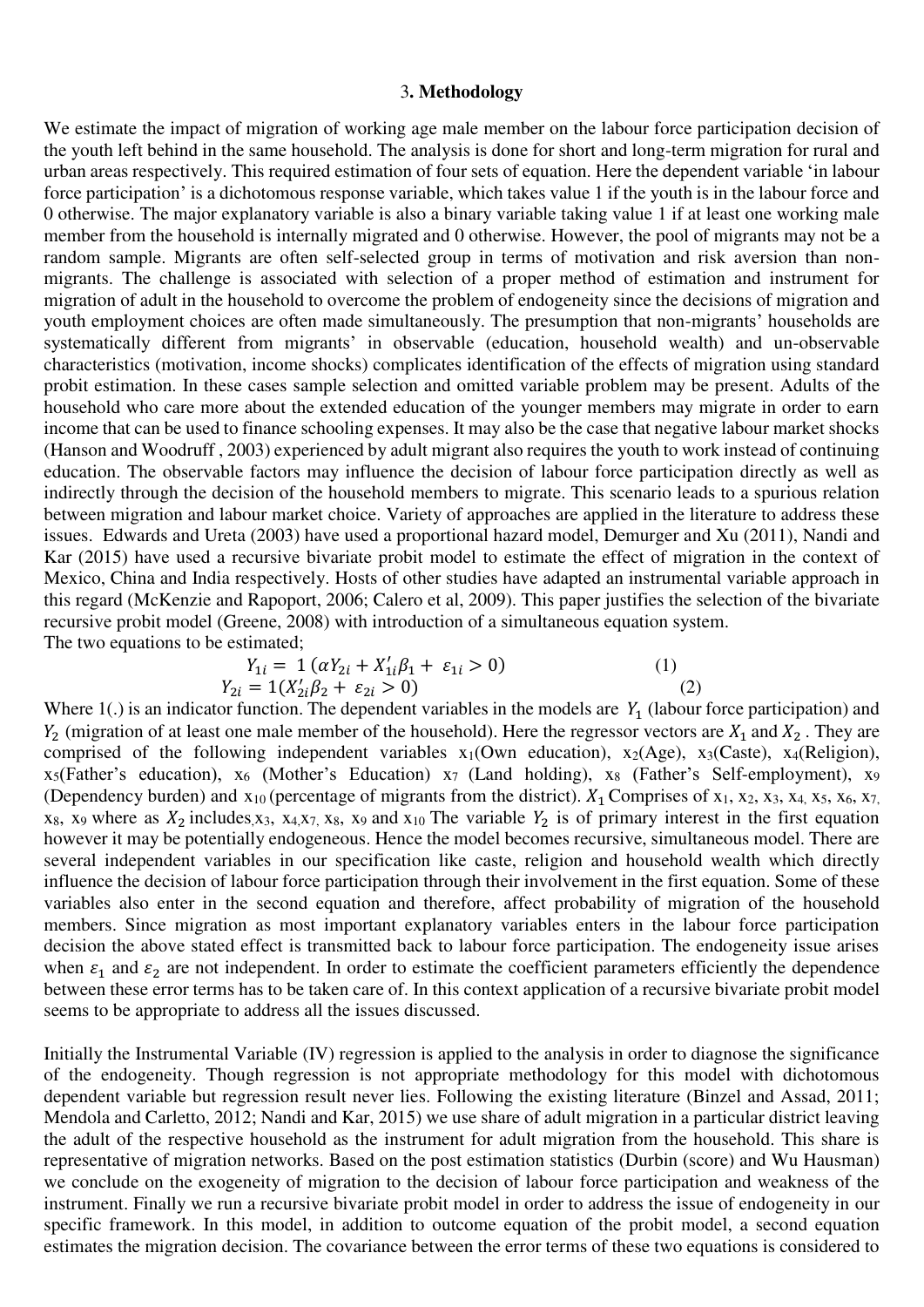### 3. Methodology

We estimate the impact of migration of working age male member on the labour force participation decision of the youth left behind in the same household. The analysis is done for short and long-term migration for rural and urban areas respectively. This required estimation of four sets of equation. Here the dependent variable 'in labour force participation' is a dichotomous response variable, which takes value 1 if the youth is in the labour force and 0 otherwise. The major explanatory variable is also a binary variable taking value 1 if at least one working male member from the household is internally migrated and 0 otherwise. However, the pool of migrants may not be a random sample. Migrants are often self-selected group in terms of motivation and risk aversion than non-migrants. The challenge is associated with selection of a proper method of estimation and instrument for migration of adult in the household to overcome the problem of endogeneity since the decisions of migration and youth employment choices are often made simultaneously. The presumption that non-migrants' households are systematically different from migrants' in observable (education, household wealth) and un-observable characteristics (motivation, income shocks) complicates identification of the effects of migration using standard probit estimation. In these cases sample selection and omitted variable problem may be present. Adults of the household who care more about the extended education of the younger members may migrate in order to earn income that can be used to finance schooling expenses. It may also be the case that negative labour market shocks (Hanson and Woodruff , 2003) experienced by adult migrant also requires the youth to work instead of continuing education. The observable factors may influence the decision of labour force participation directly as well as indirectly through the decision of the household members to migrate. This scenario leads to a spurious relation between migration and labour market choice. Variety of approaches are applied in the literature to address these issues. Edwards and Ureta (2003) have used a proportional hazard model, Demurger and Xu (2011), Nandi and Kar (2015) have used a recursive bivariate probit model to estimate the effect of migration in the context of Mexico, China and India respectively. Hosts of other studies have adapted an instrumental variable approach in this regard (McKenzie and Rapoport, 2006; Calero et al, 2009). This paper justifies the selection of the bivariate recursive probit model (Greene, 2008) with introduction of a simultaneous equation system.

The two equations to be estimated;

$$Y_{1i} = 1\,(\alpha Y_{2i} + X_{1i}'\beta_1 + \varepsilon_{1i} > 0) \qquad (1)$$

$$Y_{2i} = 1(X_{2i}'\beta_2 + \varepsilon_{2i} > 0) \qquad (2)$$

Where 1(.) is an indicator function. The dependent variables in the models are $Y_1$ (labour force participation) and $Y_2$ (migration of at least one male member of the household). Here the regressor vectors are $X_1$ and $X_2$. They are comprised of the following independent variables $x_1$(Own education), $x_2$(Age), $x_3$(Caste), $x_4$(Religion), $x_5$(Father's education), $x_6$ (Mother's Education) $x_7$ (Land holding), $x_8$ (Father's Self-employment), $x_9$ (Dependency burden) and $x_{10}$ (percentage of migrants from the district). $X_1$ Comprises of $x_1$, $x_2$, $x_3$, $x_4$, $x_5$, $x_6$, $x_7$, $x_8$, $x_9$ where as $X_2$ includes $x_3$, $x_4$, $x_7$, $x_8$, $x_9$ and $x_{10}$ The variable $Y_2$ is of primary interest in the first equation however it may be potentially endogeneous. Hence the model becomes recursive, simultaneous model. There are several independent variables in our specification like caste, religion and household wealth which directly influence the decision of labour force participation through their involvement in the first equation. Some of these variables also enter in the second equation and therefore, affect probability of migration of the household members. Since migration as most important explanatory variables enters in the labour force participation decision the above stated effect is transmitted back to labour force participation. The endogeneity issue arises when $\varepsilon_1$ and $\varepsilon_2$ are not independent. In order to estimate the coefficient parameters efficiently the dependence between these error terms has to be taken care of. In this context application of a recursive bivariate probit model seems to be appropriate to address all the issues discussed.

Initially the Instrumental Variable (IV) regression is applied to the analysis in order to diagnose the significance of the endogeneity. Though regression is not appropriate methodology for this model with dichotomous dependent variable but regression result never lies. Following the existing literature (Binzel and Assad, 2011; Mendola and Carletto, 2012; Nandi and Kar, 2015) we use share of adult migration in a particular district leaving the adult of the respective household as the instrument for adult migration from the household. This share is representative of migration networks. Based on the post estimation statistics (Durbin (score) and Wu Hausman) we conclude on the exogeneity of migration to the decision of labour force participation and weakness of the instrument. Finally we run a recursive bivariate probit model in order to address the issue of endogeneity in our specific framework. In this model, in addition to outcome equation of the probit model, a second equation estimates the migration decision. The covariance between the error terms of these two equations is considered to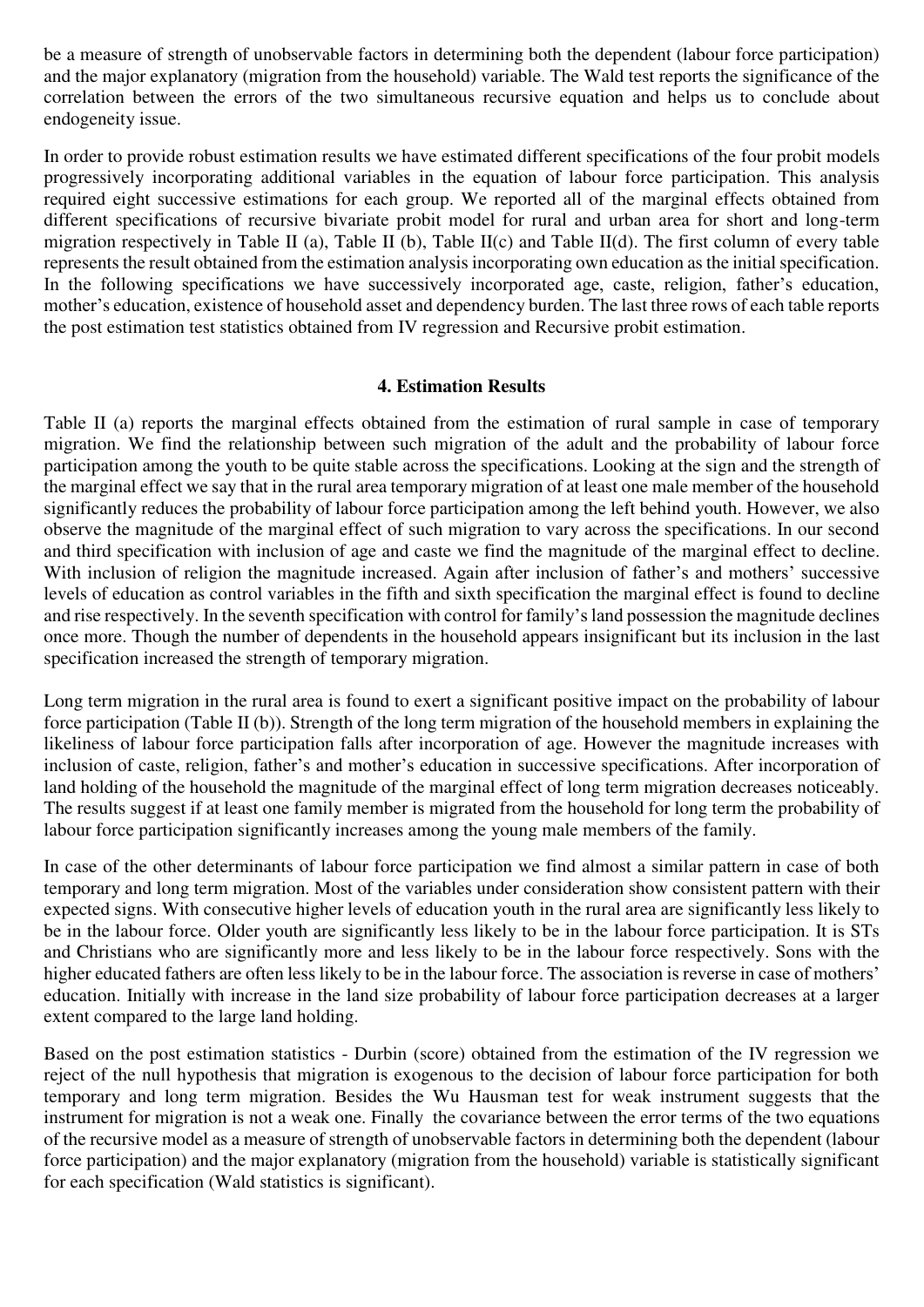be a measure of strength of unobservable factors in determining both the dependent (labour force participation) and the major explanatory (migration from the household) variable. The Wald test reports the significance of the correlation between the errors of the two simultaneous recursive equation and helps us to conclude about endogeneity issue.

In order to provide robust estimation results we have estimated different specifications of the four probit models progressively incorporating additional variables in the equation of labour force participation. This analysis required eight successive estimations for each group. We reported all of the marginal effects obtained from different specifications of recursive bivariate probit model for rural and urban area for short and long-term migration respectively in Table II (a), Table II (b), Table II(c) and Table II(d). The first column of every table represents the result obtained from the estimation analysis incorporating own education as the initial specification. In the following specifications we have successively incorporated age, caste, religion, father's education, mother's education, existence of household asset and dependency burden. The last three rows of each table reports the post estimation test statistics obtained from IV regression and Recursive probit estimation.

## 4. Estimation Results

Table II (a) reports the marginal effects obtained from the estimation of rural sample in case of temporary migration. We find the relationship between such migration of the adult and the probability of labour force participation among the youth to be quite stable across the specifications. Looking at the sign and the strength of the marginal effect we say that in the rural area temporary migration of at least one male member of the household significantly reduces the probability of labour force participation among the left behind youth. However, we also observe the magnitude of the marginal effect of such migration to vary across the specifications. In our second and third specification with inclusion of age and caste we find the magnitude of the marginal effect to decline. With inclusion of religion the magnitude increased. Again after inclusion of father's and mothers' successive levels of education as control variables in the fifth and sixth specification the marginal effect is found to decline and rise respectively. In the seventh specification with control for family's land possession the magnitude declines once more. Though the number of dependents in the household appears insignificant but its inclusion in the last specification increased the strength of temporary migration.

Long term migration in the rural area is found to exert a significant positive impact on the probability of labour force participation (Table II (b)). Strength of the long term migration of the household members in explaining the likeliness of labour force participation falls after incorporation of age. However the magnitude increases with inclusion of caste, religion, father's and mother's education in successive specifications. After incorporation of land holding of the household the magnitude of the marginal effect of long term migration decreases noticeably. The results suggest if at least one family member is migrated from the household for long term the probability of labour force participation significantly increases among the young male members of the family.

In case of the other determinants of labour force participation we find almost a similar pattern in case of both temporary and long term migration. Most of the variables under consideration show consistent pattern with their expected signs. With consecutive higher levels of education youth in the rural area are significantly less likely to be in the labour force. Older youth are significantly less likely to be in the labour force participation. It is STs and Christians who are significantly more and less likely to be in the labour force respectively. Sons with the higher educated fathers are often less likely to be in the labour force. The association is reverse in case of mothers' education. Initially with increase in the land size probability of labour force participation decreases at a larger extent compared to the large land holding.

Based on the post estimation statistics - Durbin (score) obtained from the estimation of the IV regression we reject of the null hypothesis that migration is exogenous to the decision of labour force participation for both temporary and long term migration. Besides the Wu Hausman test for weak instrument suggests that the instrument for migration is not a weak one. Finally the covariance between the error terms of the two equations of the recursive model as a measure of strength of unobservable factors in determining both the dependent (labour force participation) and the major explanatory (migration from the household) variable is statistically significant for each specification (Wald statistics is significant).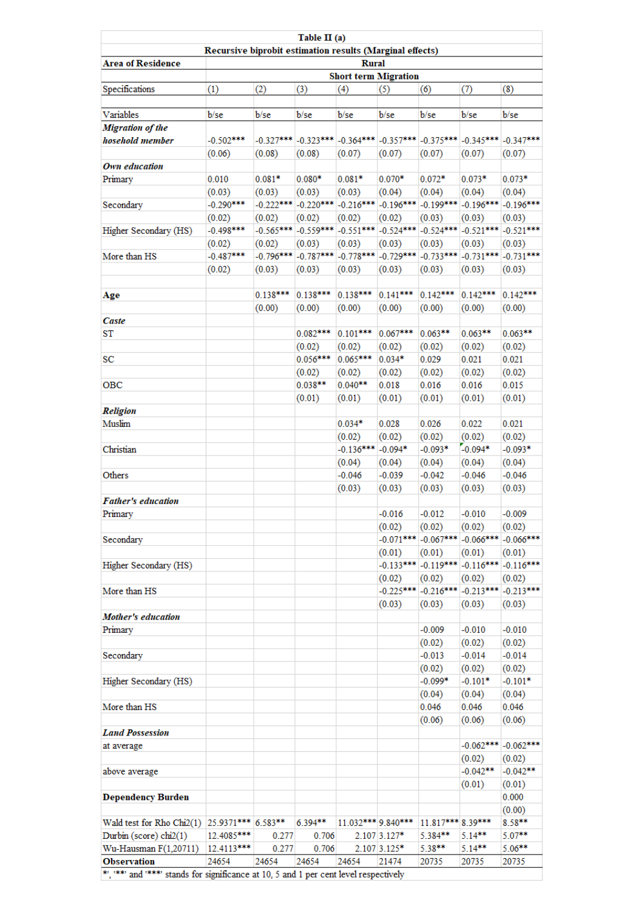**Table II (a)**

**Recursive biprobit estimation results (Marginal effects)**

| **Area of Residence** | **Rural** | | | | | | | |
|---|---|---|---|---|---|---|---|---|
| | **Short term Migration** | | | | | | | |
| Specifications | (1) | (2) | (3) | (4) | (5) | (6) | (7) | (8) |
| Variables | b/se | b/se | b/se | b/se | b/se | b/se | b/se | b/se |
| ***Migration of the hosehold member*** | -0.502*** | -0.327*** | -0.323*** | -0.364*** | -0.357*** | -0.375*** | -0.345*** | -0.347*** |
| | (0.06) | (0.08) | (0.08) | (0.07) | (0.07) | (0.07) | (0.07) | (0.07) |
| ***Own education*** | | | | | | | | |
| Primary | 0.010 | 0.081* | 0.080* | 0.081* | 0.070* | 0.072* | 0.073* | 0.073* |
| | (0.03) | (0.03) | (0.03) | (0.03) | (0.04) | (0.04) | (0.04) | (0.04) |
| Secondary | -0.290*** | -0.222*** | -0.220*** | -0.216*** | -0.196*** | -0.199*** | -0.196*** | -0.196*** |
| | (0.02) | (0.02) | (0.02) | (0.02) | (0.02) | (0.03) | (0.03) | (0.03) |
| Higher Secondary (HS) | -0.498*** | -0.565*** | -0.559*** | -0.551*** | -0.524*** | -0.524*** | -0.521*** | -0.521*** |
| | (0.02) | (0.02) | (0.03) | (0.03) | (0.03) | (0.03) | (0.03) | (0.03) |
| More than HS | -0.487*** | -0.796*** | -0.787*** | -0.778*** | -0.729*** | -0.733*** | -0.731*** | -0.731*** |
| | (0.02) | (0.03) | (0.03) | (0.03) | (0.03) | (0.03) | (0.03) | (0.03) |
| **Age** | | 0.138*** | 0.138*** | 0.138*** | 0.141*** | 0.142*** | 0.142*** | 0.142*** |
| | | (0.00) | (0.00) | (0.00) | (0.00) | (0.00) | (0.00) | (0.00) |
| ***Caste*** | | | | | | | | |
| ST | | | 0.082*** | 0.101*** | 0.067*** | 0.063** | 0.063** | 0.063** |
| | | | (0.02) | (0.02) | (0.02) | (0.02) | (0.02) | (0.02) |
| SC | | | 0.056*** | 0.065*** | 0.034* | 0.029 | 0.021 | 0.021 |
| | | | (0.02) | (0.02) | (0.02) | (0.02) | (0.02) | (0.02) |
| OBC | | | 0.038** | 0.040** | 0.018 | 0.016 | 0.016 | 0.015 |
| | | | (0.01) | (0.01) | (0.01) | (0.01) | (0.01) | (0.01) |
| ***Religion*** | | | | | | | | |
| Muslim | | | | 0.034* | 0.028 | 0.026 | 0.022 | 0.021 |
| | | | | (0.02) | (0.02) | (0.02) | (0.02) | (0.02) |
| Christian | | | | -0.136*** | -0.094* | -0.093* | -0.094* | -0.093* |
| | | | | (0.04) | (0.04) | (0.04) | (0.04) | (0.04) |
| Others | | | | -0.046 | -0.039 | -0.042 | -0.046 | -0.046 |
| | | | | (0.03) | (0.03) | (0.03) | (0.03) | (0.03) |
| ***Father's education*** | | | | | | | | |
| Primary | | | | | -0.016 | -0.012 | -0.010 | -0.009 |
| | | | | | (0.02) | (0.02) | (0.02) | (0.02) |
| Secondary | | | | | -0.071*** | -0.067*** | -0.066*** | -0.066*** |
| | | | | | (0.01) | (0.01) | (0.01) | (0.01) |
| Higher Secondary (HS) | | | | | -0.133*** | -0.119*** | -0.116*** | -0.116*** |
| | | | | | (0.02) | (0.02) | (0.02) | (0.02) |
| More than HS | | | | | -0.225*** | -0.216*** | -0.213*** | -0.213*** |
| | | | | | (0.03) | (0.03) | (0.03) | (0.03) |
| ***Mother's education*** | | | | | | | | |
| Primary | | | | | | -0.009 | -0.010 | -0.010 |
| | | | | | | (0.02) | (0.02) | (0.02) |
| Secondary | | | | | | -0.013 | -0.014 | -0.014 |
| | | | | | | (0.02) | (0.02) | (0.02) |
| Higher Secondary (HS) | | | | | | -0.099* | -0.101* | -0.101* |
| | | | | | | (0.04) | (0.04) | (0.04) |
| More than HS | | | | | | 0.046 | 0.046 | 0.046 |
| | | | | | | (0.06) | (0.06) | (0.06) |
| ***Land Possession*** | | | | | | | | |
| at average | | | | | | | -0.062*** | -0.062*** |
| | | | | | | | (0.02) | (0.02) |
| above average | | | | | | | -0.042** | -0.042** |
| | | | | | | | (0.01) | (0.01) |
| **Dependency Burden** | | | | | | | | 0.000 |
| | | | | | | | | (0.00) |
| Wald test for Rho Chi2(1) | 25.9371*** | 6.583** | 6.394** | 11.032*** | 9.840*** | 11.817*** | 8.39*** | 8.58** |
| Durbin (score) chi2(1) | 12.4085*** | 0.277 | 0.706 | 2.107 | 3.127* | 5.384** | 5.14** | 5.07** |
| Wu-Hausman F(1,20711) | 12.4113*** | 0.277 | 0.706 | 2.107 | 3.125* | 5.38** | 5.14** | 5.06** |
| **Observation** | 24654 | 24654 | 24654 | 24654 | 21474 | 20735 | 20735 | 20735 |

'*', '**' and '***' stands for significance at 10, 5 and 1 per cent level respectively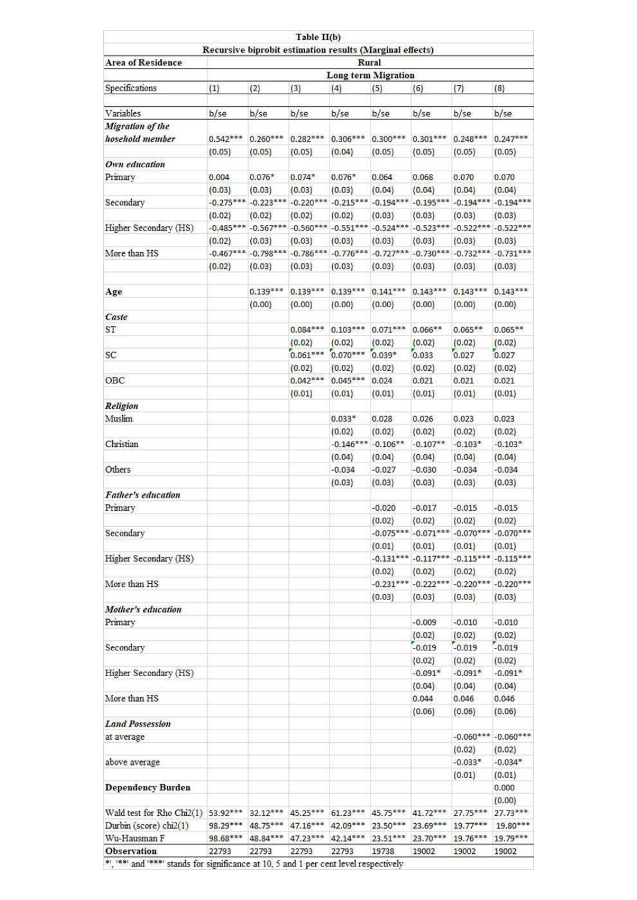**Table II(b)**

**Recursive biprobit estimation results (Marginal effects)**

| **Area of Residence** | **Rural** | | | | | | | |
|---|---|---|---|---|---|---|---|---|
| | **Long term Migration** | | | | | | | |
| Specifications | (1) | (2) | (3) | (4) | (5) | (6) | (7) | (8) |
| Variables | b/se | b/se | b/se | b/se | b/se | b/se | b/se | b/se |
| ***Migration of the hosehold member*** | 0.542*** | 0.260*** | 0.282*** | 0.306*** | 0.300*** | 0.301*** | 0.248*** | 0.247*** |
| | (0.05) | (0.05) | (0.05) | (0.04) | (0.05) | (0.05) | (0.05) | (0.05) |
| ***Own education*** | | | | | | | | |
| Primary | 0.004 | 0.076* | 0.074* | 0.076* | 0.064 | 0.068 | 0.070 | 0.070 |
| | (0.03) | (0.03) | (0.03) | (0.03) | (0.04) | (0.04) | (0.04) | (0.04) |
| Secondary | -0.275*** | -0.223*** | -0.220*** | -0.215*** | -0.194*** | -0.195*** | -0.194*** | -0.194*** |
| | (0.02) | (0.02) | (0.02) | (0.02) | (0.03) | (0.03) | (0.03) | (0.03) |
| Higher Secondary (HS) | -0.485*** | -0.567*** | -0.560*** | -0.551*** | -0.524*** | -0.523*** | -0.522*** | -0.522*** |
| | (0.02) | (0.03) | (0.03) | (0.03) | (0.03) | (0.03) | (0.03) | (0.03) |
| More than HS | -0.467*** | -0.798*** | -0.786*** | -0.776*** | -0.727*** | -0.730*** | -0.732*** | -0.731*** |
| | (0.02) | (0.03) | (0.03) | (0.03) | (0.03) | (0.03) | (0.03) | (0.03) |
| **Age** | | 0.139*** | 0.139*** | 0.139*** | 0.141*** | 0.143*** | 0.143*** | 0.143*** |
| | | (0.00) | (0.00) | (0.00) | (0.00) | (0.00) | (0.00) | (0.00) |
| ***Caste*** | | | | | | | | |
| ST | | | 0.084*** | 0.103*** | 0.071*** | 0.066** | 0.065** | 0.065** |
| | | | (0.02) | (0.02) | (0.02) | (0.02) | (0.02) | (0.02) |
| SC | | | 0.061*** | 0.070*** | 0.039* | 0.033 | 0.027 | 0.027 |
| | | | (0.02) | (0.02) | (0.02) | (0.02) | (0.02) | (0.02) |
| OBC | | | 0.042*** | 0.045*** | 0.024 | 0.021 | 0.021 | 0.021 |
| | | | (0.01) | (0.01) | (0.01) | (0.01) | (0.01) | (0.01) |
| ***Religion*** | | | | | | | | |
| Muslim | | | | 0.033* | 0.028 | 0.026 | 0.023 | 0.023 |
| | | | | (0.02) | (0.02) | (0.02) | (0.02) | (0.02) |
| Christian | | | | -0.146*** | -0.106** | -0.107** | -0.103* | -0.103* |
| | | | | (0.04) | (0.04) | (0.04) | (0.04) | (0.04) |
| Others | | | | -0.034 | -0.027 | -0.030 | -0.034 | -0.034 |
| | | | | (0.03) | (0.03) | (0.03) | (0.03) | (0.03) |
| ***Father's education*** | | | | | | | | |
| Primary | | | | | -0.020 | -0.017 | -0.015 | -0.015 |
| | | | | | (0.02) | (0.02) | (0.02) | (0.02) |
| Secondary | | | | | -0.075*** | -0.071*** | -0.070*** | -0.070*** |
| | | | | | (0.01) | (0.01) | (0.01) | (0.01) |
| Higher Secondary (HS) | | | | | -0.131*** | -0.117*** | -0.115*** | -0.115*** |
| | | | | | (0.02) | (0.02) | (0.02) | (0.02) |
| More than HS | | | | | -0.231*** | -0.222*** | -0.220*** | -0.220*** |
| | | | | | (0.03) | (0.03) | (0.03) | (0.03) |
| ***Mother's education*** | | | | | | | | |
| Primary | | | | | | -0.009 | -0.010 | -0.010 |
| | | | | | | (0.02) | (0.02) | (0.02) |
| Secondary | | | | | | -0.019 | -0.019 | -0.019 |
| | | | | | | (0.02) | (0.02) | (0.02) |
| Higher Secondary (HS) | | | | | | -0.091* | -0.091* | -0.091* |
| | | | | | | (0.04) | (0.04) | (0.04) |
| More than HS | | | | | | 0.044 | 0.046 | 0.046 |
| | | | | | | (0.06) | (0.06) | (0.06) |
| ***Land Possession*** | | | | | | | | |
| at average | | | | | | | -0.060*** | -0.060*** |
| | | | | | | | (0.02) | (0.02) |
| above average | | | | | | | -0.033* | -0.034* |
| | | | | | | | (0.01) | (0.01) |
| **Dependency Burden** | | | | | | | | 0.000 |
| | | | | | | | | (0.00) |
| Wald test for Rho Chi2(1) | 53.92*** | 32.12*** | 45.25*** | 61.23*** | 45.75*** | 41.72*** | 27.75*** | 27.73*** |
| Durbin (score) chi2(1) | 98.29*** | 48.75*** | 47.16*** | 42.09*** | 23.50*** | 23.69*** | 19.77*** | 19.80*** |
| Wu-Hausman F | 98.68*** | 48.84*** | 47.23*** | 42.14*** | 23.51*** | 23.70*** | 19.76*** | 19.79*** |
| **Observation** | 22793 | 22793 | 22793 | 22793 | 19738 | 19002 | 19002 | 19002 |

'*', '**' and '***' stands for significance at 10, 5 and 1 per cent level respectively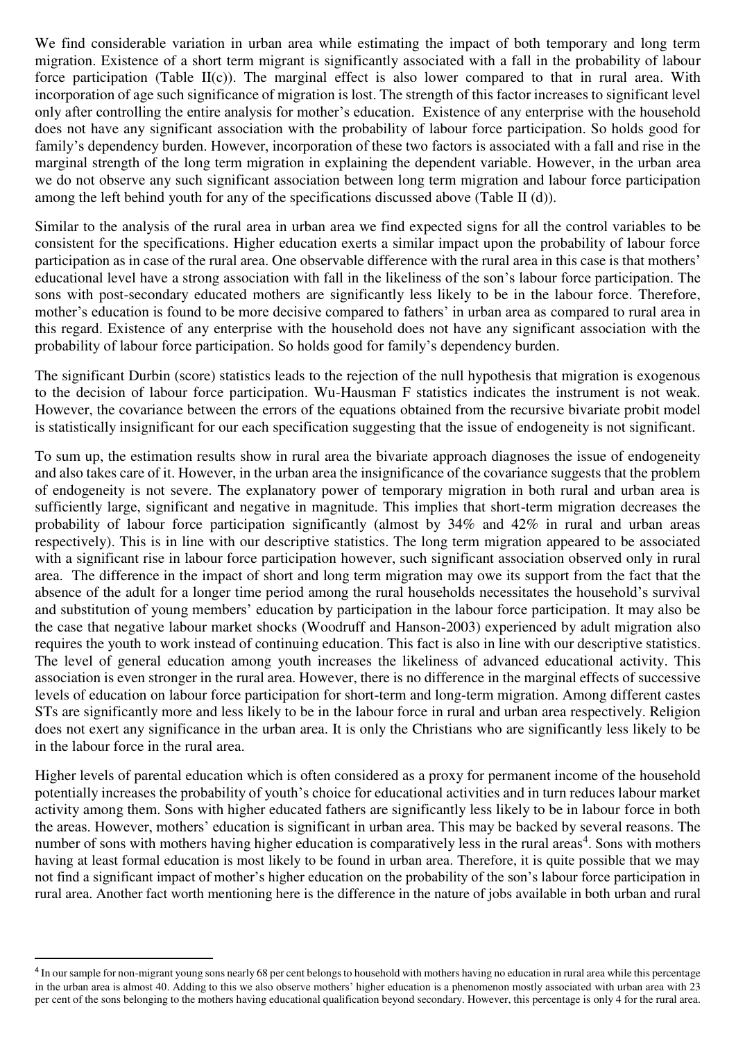We find considerable variation in urban area while estimating the impact of both temporary and long term migration. Existence of a short term migrant is significantly associated with a fall in the probability of labour force participation (Table II(c)). The marginal effect is also lower compared to that in rural area. With incorporation of age such significance of migration is lost. The strength of this factor increases to significant level only after controlling the entire analysis for mother's education. Existence of any enterprise with the household does not have any significant association with the probability of labour force participation. So holds good for family's dependency burden. However, incorporation of these two factors is associated with a fall and rise in the marginal strength of the long term migration in explaining the dependent variable. However, in the urban area we do not observe any such significant association between long term migration and labour force participation among the left behind youth for any of the specifications discussed above (Table II (d)).

Similar to the analysis of the rural area in urban area we find expected signs for all the control variables to be consistent for the specifications. Higher education exerts a similar impact upon the probability of labour force participation as in case of the rural area. One observable difference with the rural area in this case is that mothers' educational level have a strong association with fall in the likeliness of the son's labour force participation. The sons with post-secondary educated mothers are significantly less likely to be in the labour force. Therefore, mother's education is found to be more decisive compared to fathers' in urban area as compared to rural area in this regard. Existence of any enterprise with the household does not have any significant association with the probability of labour force participation. So holds good for family's dependency burden.

The significant Durbin (score) statistics leads to the rejection of the null hypothesis that migration is exogenous to the decision of labour force participation. Wu-Hausman F statistics indicates the instrument is not weak. However, the covariance between the errors of the equations obtained from the recursive bivariate probit model is statistically insignificant for our each specification suggesting that the issue of endogeneity is not significant.

To sum up, the estimation results show in rural area the bivariate approach diagnoses the issue of endogeneity and also takes care of it. However, in the urban area the insignificance of the covariance suggests that the problem of endogeneity is not severe. The explanatory power of temporary migration in both rural and urban area is sufficiently large, significant and negative in magnitude. This implies that short-term migration decreases the probability of labour force participation significantly (almost by 34% and 42% in rural and urban areas respectively). This is in line with our descriptive statistics. The long term migration appeared to be associated with a significant rise in labour force participation however, such significant association observed only in rural area. The difference in the impact of short and long term migration may owe its support from the fact that the absence of the adult for a longer time period among the rural households necessitates the household's survival and substitution of young members' education by participation in the labour force participation. It may also be the case that negative labour market shocks (Woodruff and Hanson-2003) experienced by adult migration also requires the youth to work instead of continuing education. This fact is also in line with our descriptive statistics. The level of general education among youth increases the likeliness of advanced educational activity. This association is even stronger in the rural area. However, there is no difference in the marginal effects of successive levels of education on labour force participation for short-term and long-term migration. Among different castes STs are significantly more and less likely to be in the labour force in rural and urban area respectively. Religion does not exert any significance in the urban area. It is only the Christians who are significantly less likely to be in the labour force in the rural area.

Higher levels of parental education which is often considered as a proxy for permanent income of the household potentially increases the probability of youth's choice for educational activities and in turn reduces labour market activity among them. Sons with higher educated fathers are significantly less likely to be in labour force in both the areas. However, mothers' education is significant in urban area. This may be backed by several reasons. The number of sons with mothers having higher education is comparatively less in the rural areas[4]. Sons with mothers having at least formal education is most likely to be found in urban area. Therefore, it is quite possible that we may not find a significant impact of mother's higher education on the probability of the son's labour force participation in rural area. Another fact worth mentioning here is the difference in the nature of jobs available in both urban and rural

[4] In our sample for non-migrant young sons nearly 68 per cent belongs to household with mothers having no education in rural area while this percentage in the urban area is almost 40. Adding to this we also observe mothers' higher education is a phenomenon mostly associated with urban area with 23 per cent of the sons belonging to the mothers having educational qualification beyond secondary. However, this percentage is only 4 for the rural area.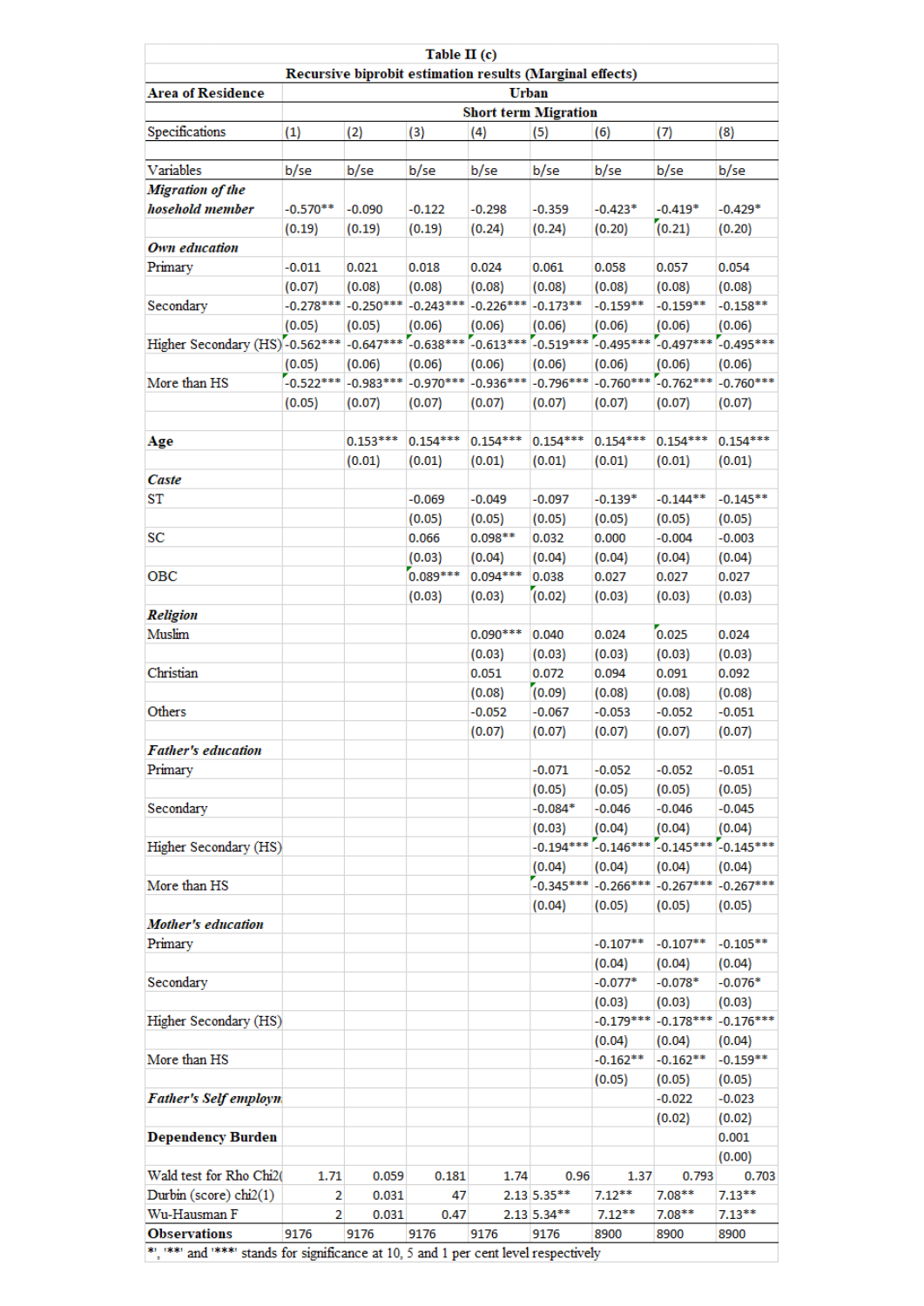**Table II (c)**

**Recursive biprobit estimation results (Marginal effects)**

| **Area of Residence** | **Urban** | | | | | | | |
|---|---|---|---|---|---|---|---|---|
| | **Short term Migration** | | | | | | | |
| Specifications | (1) | (2) | (3) | (4) | (5) | (6) | (7) | (8) |
| Variables | b/se | b/se | b/se | b/se | b/se | b/se | b/se | b/se |
| ***Migration of the hosehold member*** | -0.570** | -0.090 | -0.122 | -0.298 | -0.359 | -0.423* | -0.419* | -0.429* |
| | (0.19) | (0.19) | (0.19) | (0.24) | (0.24) | (0.20) | (0.21) | (0.20) |
| ***Own education*** | | | | | | | | |
| Primary | -0.011 | 0.021 | 0.018 | 0.024 | 0.061 | 0.058 | 0.057 | 0.054 |
| | (0.07) | (0.08) | (0.08) | (0.08) | (0.08) | (0.08) | (0.08) | (0.08) |
| Secondary | -0.278*** | -0.250*** | -0.243*** | -0.226*** | -0.173** | -0.159** | -0.159** | -0.158** |
| | (0.05) | (0.05) | (0.06) | (0.06) | (0.06) | (0.06) | (0.06) | (0.06) |
| Higher Secondary (HS) | -0.562*** | -0.647*** | -0.638*** | -0.613*** | -0.519*** | -0.495*** | -0.497*** | -0.495*** |
| | (0.05) | (0.06) | (0.06) | (0.06) | (0.06) | (0.06) | (0.06) | (0.06) |
| More than HS | -0.522*** | -0.983*** | -0.970*** | -0.936*** | -0.796*** | -0.760*** | -0.762*** | -0.760*** |
| | (0.05) | (0.07) | (0.07) | (0.07) | (0.07) | (0.07) | (0.07) | (0.07) |
| **Age** | | 0.153*** | 0.154*** | 0.154*** | 0.154*** | 0.154*** | 0.154*** | 0.154*** |
| | | (0.01) | (0.01) | (0.01) | (0.01) | (0.01) | (0.01) | (0.01) |
| ***Caste*** | | | | | | | | |
| ST | | | -0.069 | -0.049 | -0.097 | -0.139* | -0.144** | -0.145** |
| | | | (0.05) | (0.05) | (0.05) | (0.05) | (0.05) | (0.05) |
| SC | | | 0.066 | 0.098** | 0.032 | 0.000 | -0.004 | -0.003 |
| | | | (0.03) | (0.04) | (0.04) | (0.04) | (0.04) | (0.04) |
| OBC | | | 0.089*** | 0.094*** | 0.038 | 0.027 | 0.027 | 0.027 |
| | | | (0.03) | (0.03) | (0.02) | (0.03) | (0.03) | (0.03) |
| ***Religion*** | | | | | | | | |
| Muslim | | | | 0.090*** | 0.040 | 0.024 | 0.025 | 0.024 |
| | | | | (0.03) | (0.03) | (0.03) | (0.03) | (0.03) |
| Christian | | | | 0.051 | 0.072 | 0.094 | 0.091 | 0.092 |
| | | | | (0.08) | (0.09) | (0.08) | (0.08) | (0.08) |
| Others | | | | -0.052 | -0.067 | -0.053 | -0.052 | -0.051 |
| | | | | (0.07) | (0.07) | (0.07) | (0.07) | (0.07) |
| ***Father's education*** | | | | | | | | |
| Primary | | | | | -0.071 | -0.052 | -0.052 | -0.051 |
| | | | | | (0.05) | (0.05) | (0.05) | (0.05) |
| Secondary | | | | | -0.084* | -0.046 | -0.046 | -0.045 |
| | | | | | (0.03) | (0.04) | (0.04) | (0.04) |
| Higher Secondary (HS) | | | | | -0.194*** | -0.146*** | -0.145*** | -0.145*** |
| | | | | | (0.04) | (0.04) | (0.04) | (0.04) |
| More than HS | | | | | -0.345*** | -0.266*** | -0.267*** | -0.267*** |
| | | | | | (0.04) | (0.05) | (0.05) | (0.05) |
| ***Mother's education*** | | | | | | | | |
| Primary | | | | | | -0.107** | -0.107** | -0.105** |
| | | | | | | (0.04) | (0.04) | (0.04) |
| Secondary | | | | | | -0.077* | -0.078* | -0.076* |
| | | | | | | (0.03) | (0.03) | (0.03) |
| Higher Secondary (HS) | | | | | | -0.179*** | -0.178*** | -0.176*** |
| | | | | | | (0.04) | (0.04) | (0.04) |
| More than HS | | | | | | -0.162** | -0.162** | -0.159** |
| | | | | | | (0.05) | (0.05) | (0.05) |
| ***Father's Self employm*** | | | | | | | -0.022 | -0.023 |
| | | | | | | | (0.02) | (0.02) |
| **Dependency Burden** | | | | | | | | 0.001 |
| | | | | | | | | (0.00) |
| Wald test for Rho Chi2( | 1.71 | 0.059 | 0.181 | 1.74 | 0.96 | 1.37 | 0.793 | 0.703 |
| Durbin (score) chi2(1) | 2 | 0.031 | 47 | 2.13 | 5.35** | 7.12** | 7.08** | 7.13** |
| Wu-Hausman F | 2 | 0.031 | 0.47 | 2.13 | 5.34** | 7.12** | 7.08** | 7.13** |
| **Observations** | 9176 | 9176 | 9176 | 9176 | 9176 | 8900 | 8900 | 8900 |

'*', '**' and '***' stands for significance at 10, 5 and 1 per cent level respectively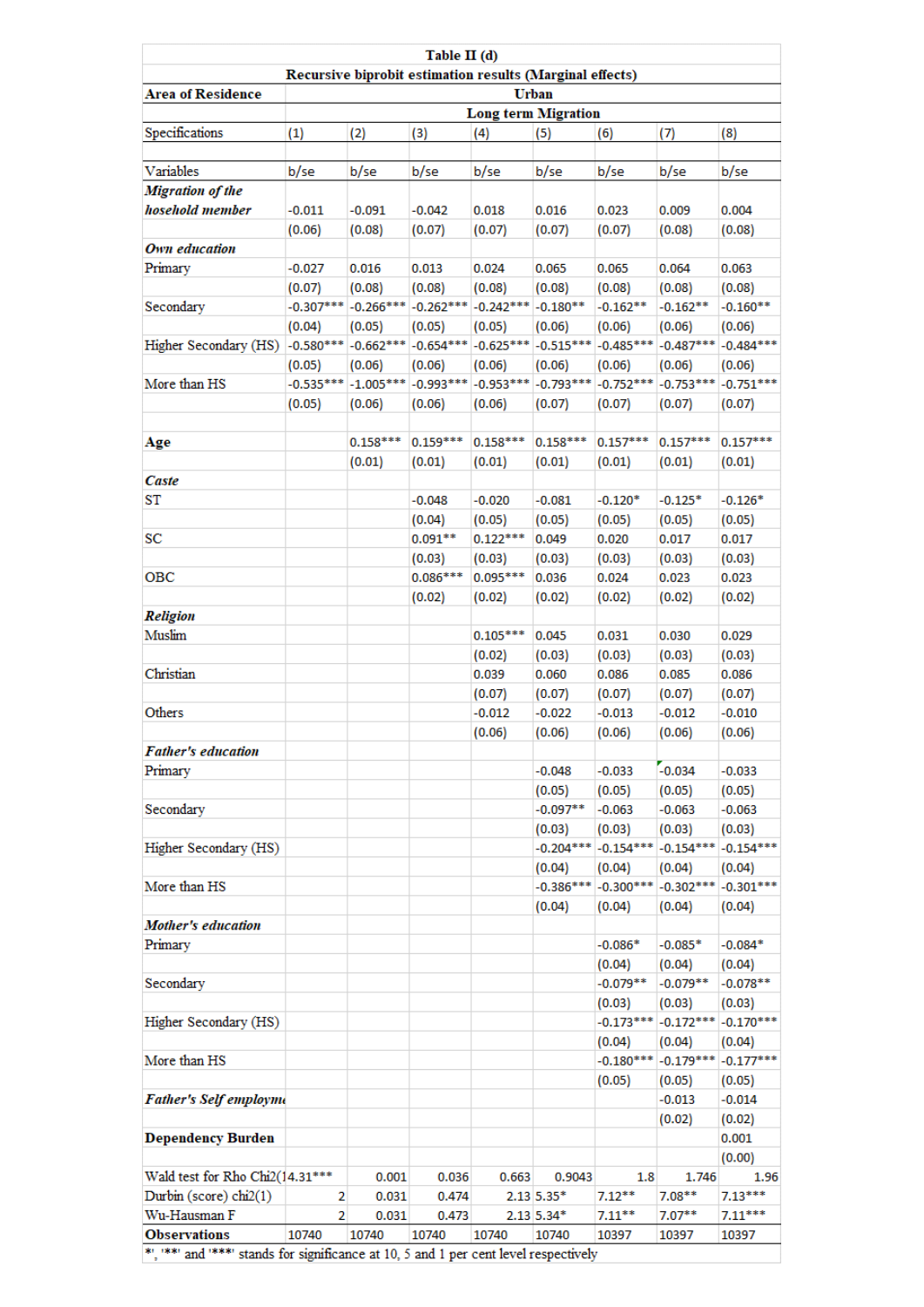| Table II (d) | | | | | | | | |
|---|---|---|---|---|---|---|---|---|
| Recursive biprobit estimation results (Marginal effects) | | | | | | | | |
| **Area of Residence** | Urban | | | | | | | |
| | Long term Migration | | | | | | | |
| Specifications | (1) | (2) | (3) | (4) | (5) | (6) | (7) | (8) |
| Variables | b/se | b/se | b/se | b/se | b/se | b/se | b/se | b/se |
| ***Migration of the hosehold member*** | -0.011 | -0.091 | -0.042 | 0.018 | 0.016 | 0.023 | 0.009 | 0.004 |
| | (0.06) | (0.08) | (0.07) | (0.07) | (0.07) | (0.07) | (0.08) | (0.08) |
| ***Own education*** | | | | | | | | |
| Primary | -0.027 | 0.016 | 0.013 | 0.024 | 0.065 | 0.065 | 0.064 | 0.063 |
| | (0.07) | (0.08) | (0.08) | (0.08) | (0.08) | (0.08) | (0.08) | (0.08) |
| Secondary | -0.307*** | -0.266*** | -0.262*** | -0.242*** | -0.180** | -0.162** | -0.162** | -0.160** |
| | (0.04) | (0.05) | (0.05) | (0.05) | (0.06) | (0.06) | (0.06) | (0.06) |
| Higher Secondary (HS) | -0.580*** | -0.662*** | -0.654*** | -0.625*** | -0.515*** | -0.485*** | -0.487*** | -0.484*** |
| | (0.05) | (0.06) | (0.06) | (0.06) | (0.06) | (0.06) | (0.06) | (0.06) |
| More than HS | -0.535*** | -1.005*** | -0.993*** | -0.953*** | -0.793*** | -0.752*** | -0.753*** | -0.751*** |
| | (0.05) | (0.06) | (0.06) | (0.06) | (0.07) | (0.07) | (0.07) | (0.07) |
| **Age** | | 0.158*** | 0.159*** | 0.158*** | 0.158*** | 0.157*** | 0.157*** | 0.157*** |
| | | (0.01) | (0.01) | (0.01) | (0.01) | (0.01) | (0.01) | (0.01) |
| ***Caste*** | | | | | | | | |
| ST | | | -0.048 | -0.020 | -0.081 | -0.120* | -0.125* | -0.126* |
| | | | (0.04) | (0.05) | (0.05) | (0.05) | (0.05) | (0.05) |
| SC | | | 0.091** | 0.122*** | 0.049 | 0.020 | 0.017 | 0.017 |
| | | | (0.03) | (0.03) | (0.03) | (0.03) | (0.03) | (0.03) |
| OBC | | | 0.086*** | 0.095*** | 0.036 | 0.024 | 0.023 | 0.023 |
| | | | (0.02) | (0.02) | (0.02) | (0.02) | (0.02) | (0.02) |
| ***Religion*** | | | | | | | | |
| Muslim | | | | 0.105*** | 0.045 | 0.031 | 0.030 | 0.029 |
| | | | | (0.02) | (0.03) | (0.03) | (0.03) | (0.03) |
| Christian | | | | 0.039 | 0.060 | 0.086 | 0.085 | 0.086 |
| | | | | (0.07) | (0.07) | (0.07) | (0.07) | (0.07) |
| Others | | | | -0.012 | -0.022 | -0.013 | -0.012 | -0.010 |
| | | | | (0.06) | (0.06) | (0.06) | (0.06) | (0.06) |
| ***Father's education*** | | | | | | | | |
| Primary | | | | | -0.048 | -0.033 | -0.034 | -0.033 |
| | | | | | (0.05) | (0.05) | (0.05) | (0.05) |
| Secondary | | | | | -0.097** | -0.063 | -0.063 | -0.063 |
| | | | | | (0.03) | (0.03) | (0.03) | (0.03) |
| Higher Secondary (HS) | | | | | -0.204*** | -0.154*** | -0.154*** | -0.154*** |
| | | | | | (0.04) | (0.04) | (0.04) | (0.04) |
| More than HS | | | | | -0.386*** | -0.300*** | -0.302*** | -0.301*** |
| | | | | | (0.04) | (0.04) | (0.04) | (0.04) |
| ***Mother's education*** | | | | | | | | |
| Primary | | | | | | -0.086* | -0.085* | -0.084* |
| | | | | | | (0.04) | (0.04) | (0.04) |
| Secondary | | | | | | -0.079** | -0.079** | -0.078** |
| | | | | | | (0.03) | (0.03) | (0.03) |
| Higher Secondary (HS) | | | | | | -0.173*** | -0.172*** | -0.170*** |
| | | | | | | (0.04) | (0.04) | (0.04) |
| More than HS | | | | | | -0.180*** | -0.179*** | -0.177*** |
| | | | | | | (0.05) | (0.05) | (0.05) |
| ***Father's Self employme*** | | | | | | | -0.013 | -0.014 |
| | | | | | | | (0.02) | (0.02) |
| **Dependency Burden** | | | | | | | | 0.001 |
| | | | | | | | | (0.00) |
| Wald test for Rho Chi2( | 14.31*** | 0.001 | 0.036 | 0.663 | 0.9043 | 1.8 | 1.746 | 1.96 |
| Durbin (score) chi2(1) | 2 | 0.031 | 0.474 | 2.13 | 5.35* | 7.12** | 7.08** | 7.13*** |
| Wu-Hausman F | 2 | 0.031 | 0.473 | 2.13 | 5.34* | 7.11** | 7.07** | 7.11*** |
| **Observations** | 10740 | 10740 | 10740 | 10740 | 10740 | 10397 | 10397 | 10397 |

'*', '**' and '***' stands for significance at 10, 5 and 1 per cent level respectively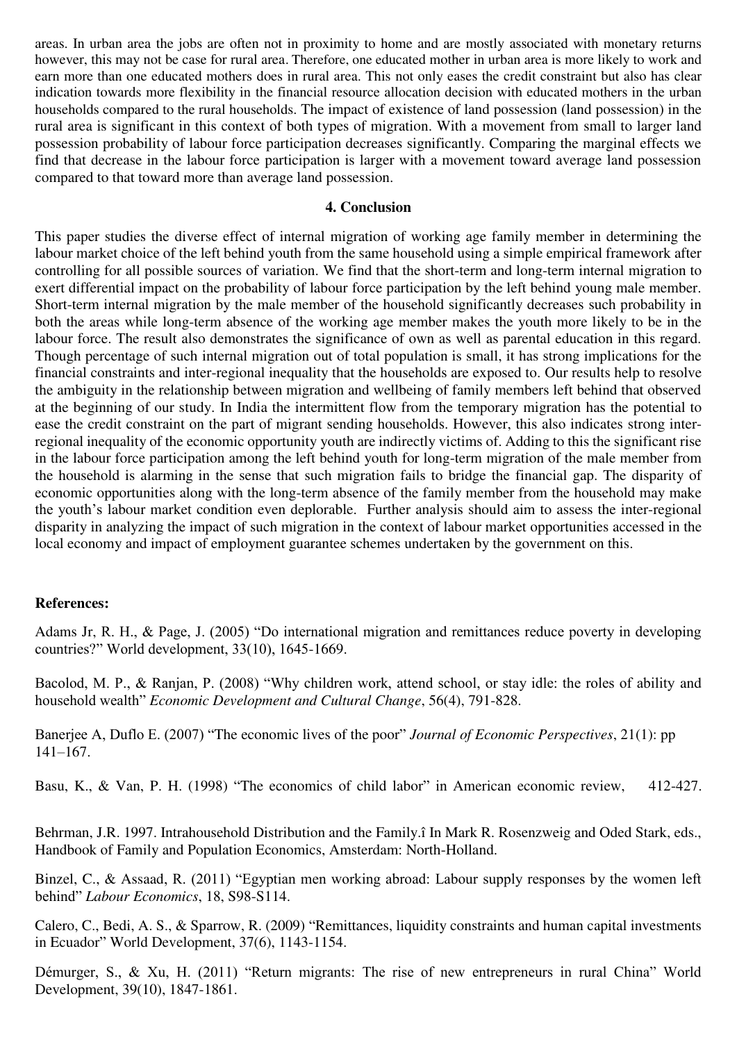areas. In urban area the jobs are often not in proximity to home and are mostly associated with monetary returns however, this may not be case for rural area. Therefore, one educated mother in urban area is more likely to work and earn more than one educated mothers does in rural area. This not only eases the credit constraint but also has clear indication towards more flexibility in the financial resource allocation decision with educated mothers in the urban households compared to the rural households. The impact of existence of land possession (land possession) in the rural area is significant in this context of both types of migration. With a movement from small to larger land possession probability of labour force participation decreases significantly. Comparing the marginal effects we find that decrease in the labour force participation is larger with a movement toward average land possession compared to that toward more than average land possession.

## 4. Conclusion

This paper studies the diverse effect of internal migration of working age family member in determining the labour market choice of the left behind youth from the same household using a simple empirical framework after controlling for all possible sources of variation. We find that the short-term and long-term internal migration to exert differential impact on the probability of labour force participation by the left behind young male member. Short-term internal migration by the male member of the household significantly decreases such probability in both the areas while long-term absence of the working age member makes the youth more likely to be in the labour force. The result also demonstrates the significance of own as well as parental education in this regard. Though percentage of such internal migration out of total population is small, it has strong implications for the financial constraints and inter-regional inequality that the households are exposed to. Our results help to resolve the ambiguity in the relationship between migration and wellbeing of family members left behind that observed at the beginning of our study. In India the intermittent flow from the temporary migration has the potential to ease the credit constraint on the part of migrant sending households. However, this also indicates strong inter-regional inequality of the economic opportunity youth are indirectly victims of. Adding to this the significant rise in the labour force participation among the left behind youth for long-term migration of the male member from the household is alarming in the sense that such migration fails to bridge the financial gap. The disparity of economic opportunities along with the long-term absence of the family member from the household may make the youth's labour market condition even deplorable. Further analysis should aim to assess the inter-regional disparity in analyzing the impact of such migration in the context of labour market opportunities accessed in the local economy and impact of employment guarantee schemes undertaken by the government on this.

**References:**

Adams Jr, R. H., & Page, J. (2005) "Do international migration and remittances reduce poverty in developing countries?" World development, 33(10), 1645-1669.

Bacolod, M. P., & Ranjan, P. (2008) "Why children work, attend school, or stay idle: the roles of ability and household wealth" *Economic Development and Cultural Change*, 56(4), 791-828.

Banerjee A, Duflo E. (2007) "The economic lives of the poor" *Journal of Economic Perspectives*, 21(1): pp 141–167.

Basu, K., & Van, P. H. (1998) "The economics of child labor" in American economic review, 412-427.

Behrman, J.R. 1997. Intrahousehold Distribution and the Family.î In Mark R. Rosenzweig and Oded Stark, eds., Handbook of Family and Population Economics, Amsterdam: North-Holland.

Binzel, C., & Assaad, R. (2011) "Egyptian men working abroad: Labour supply responses by the women left behind" *Labour Economics*, 18, S98-S114.

Calero, C., Bedi, A. S., & Sparrow, R. (2009) "Remittances, liquidity constraints and human capital investments in Ecuador" World Development, 37(6), 1143-1154.

Démurger, S., & Xu, H. (2011) "Return migrants: The rise of new entrepreneurs in rural China" World Development, 39(10), 1847-1861.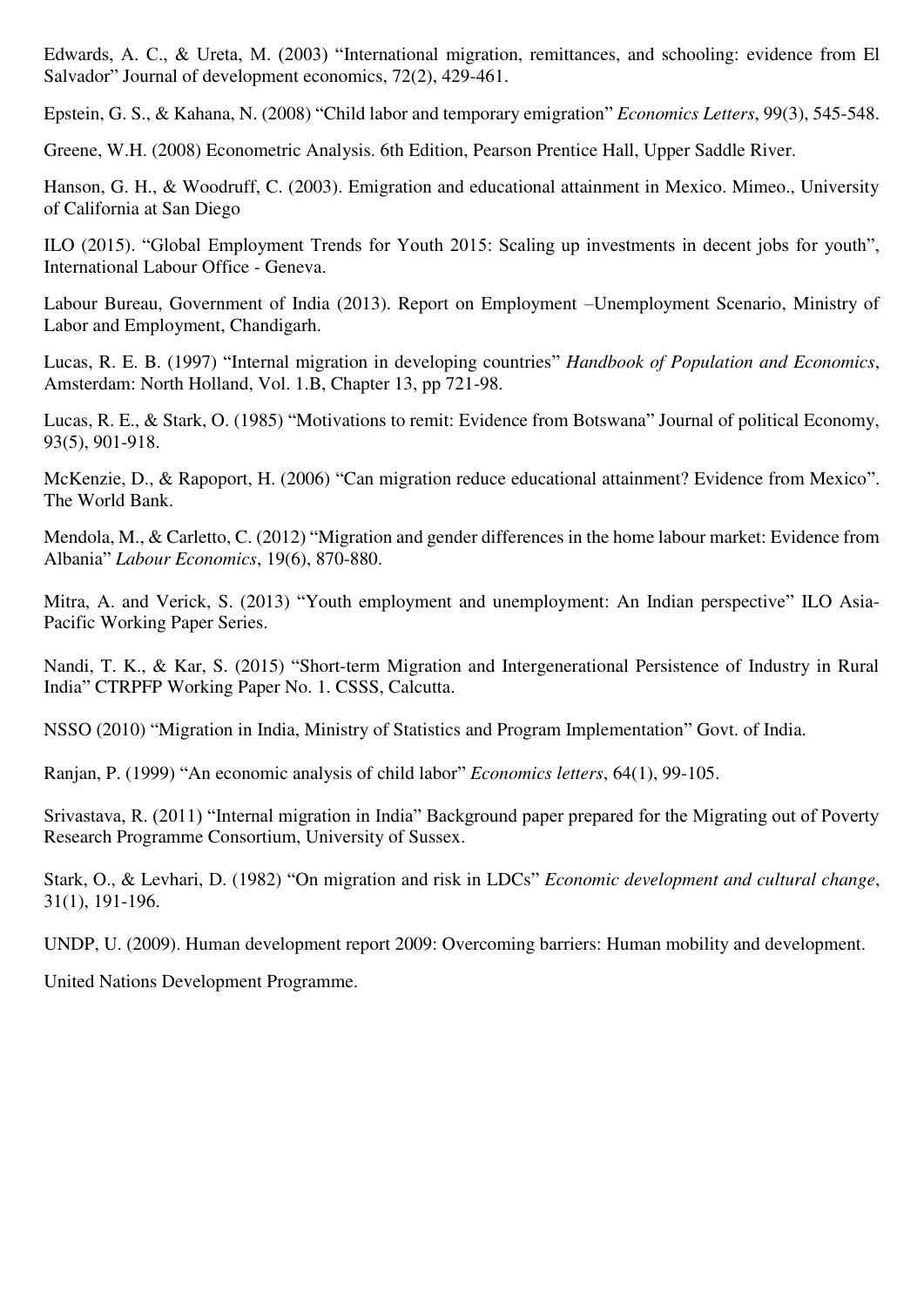Edwards, A. C., & Ureta, M. (2003) "International migration, remittances, and schooling: evidence from El Salvador" Journal of development economics, 72(2), 429-461.

Epstein, G. S., & Kahana, N. (2008) "Child labor and temporary emigration" *Economics Letters*, 99(3), 545-548.

Greene, W.H. (2008) Econometric Analysis. 6th Edition, Pearson Prentice Hall, Upper Saddle River.

Hanson, G. H., & Woodruff, C. (2003). Emigration and educational attainment in Mexico. Mimeo., University of California at San Diego

ILO (2015). "Global Employment Trends for Youth 2015: Scaling up investments in decent jobs for youth", International Labour Office - Geneva.

Labour Bureau, Government of India (2013). Report on Employment –Unemployment Scenario, Ministry of Labor and Employment, Chandigarh.

Lucas, R. E. B. (1997) "Internal migration in developing countries" *Handbook of Population and Economics*, Amsterdam: North Holland, Vol. 1.B, Chapter 13, pp 721-98.

Lucas, R. E., & Stark, O. (1985) "Motivations to remit: Evidence from Botswana" Journal of political Economy, 93(5), 901-918.

McKenzie, D., & Rapoport, H. (2006) "Can migration reduce educational attainment? Evidence from Mexico". The World Bank.

Mendola, M., & Carletto, C. (2012) "Migration and gender differences in the home labour market: Evidence from Albania" *Labour Economics*, 19(6), 870-880.

Mitra, A. and Verick, S. (2013) "Youth employment and unemployment: An Indian perspective" ILO Asia-Pacific Working Paper Series.

Nandi, T. K., & Kar, S. (2015) "Short-term Migration and Intergenerational Persistence of Industry in Rural India" CTRPFP Working Paper No. 1. CSSS, Calcutta.

NSSO (2010) "Migration in India, Ministry of Statistics and Program Implementation" Govt. of India.

Ranjan, P. (1999) "An economic analysis of child labor" *Economics letters*, 64(1), 99-105.

Srivastava, R. (2011) "Internal migration in India" Background paper prepared for the Migrating out of Poverty Research Programme Consortium, University of Sussex.

Stark, O., & Levhari, D. (1982) "On migration and risk in LDCs" *Economic development and cultural change*, 31(1), 191-196.

UNDP, U. (2009). Human development report 2009: Overcoming barriers: Human mobility and development.

United Nations Development Programme.